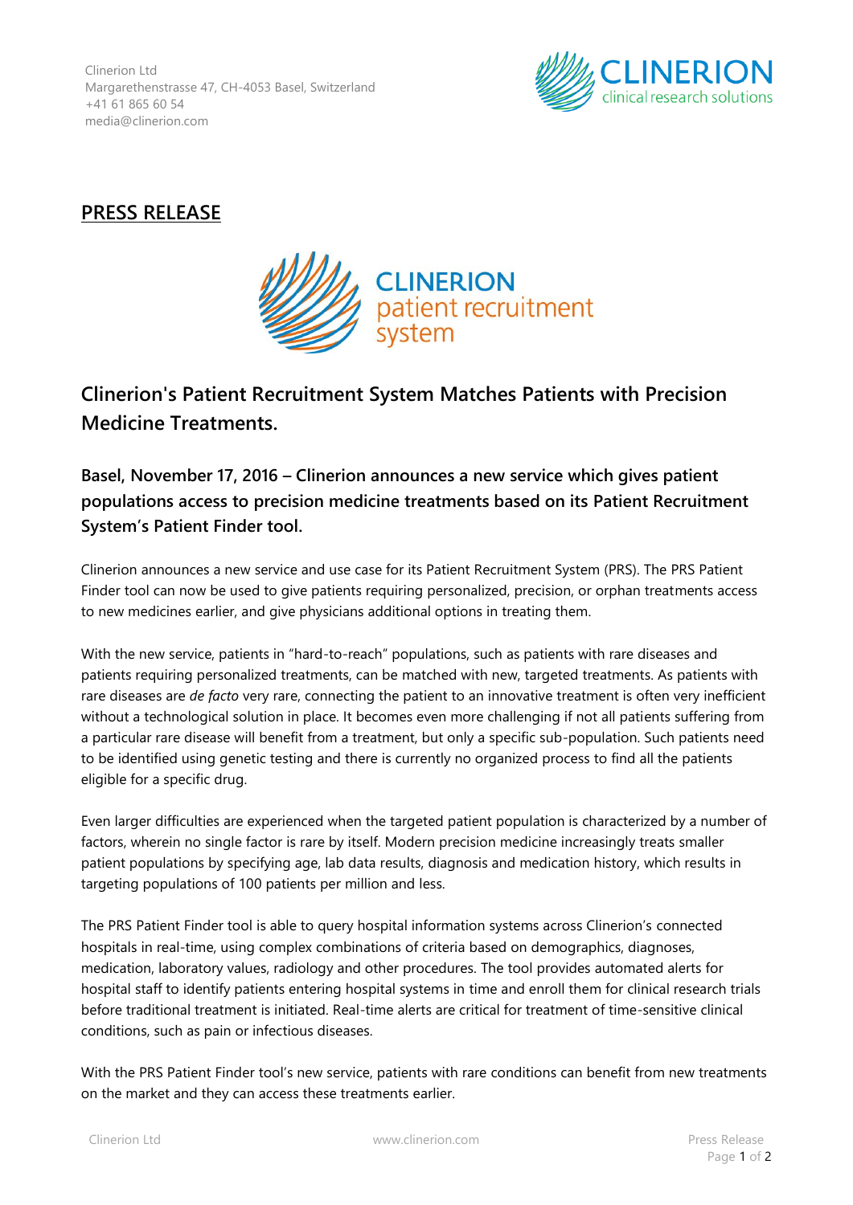Clinerion Ltd
Margarethenstrasse 47, CH-4053 Basel, Switzerland
+41 61 865 60 54
media@clinerion.com

**PRESS RELEASE**

# Clinerion's Patient Recruitment System Matches Patients with Precision Medicine Treatments.

## Basel, November 17, 2016 – Clinerion announces a new service which gives patient populations access to precision medicine treatments based on its Patient Recruitment System's Patient Finder tool.

Clinerion announces a new service and use case for its Patient Recruitment System (PRS). The PRS Patient Finder tool can now be used to give patients requiring personalized, precision, or orphan treatments access to new medicines earlier, and give physicians additional options in treating them.

With the new service, patients in "hard-to-reach" populations, such as patients with rare diseases and patients requiring personalized treatments, can be matched with new, targeted treatments. As patients with rare diseases are *de facto* very rare, connecting the patient to an innovative treatment is often very inefficient without a technological solution in place. It becomes even more challenging if not all patients suffering from a particular rare disease will benefit from a treatment, but only a specific sub-population. Such patients need to be identified using genetic testing and there is currently no organized process to find all the patients eligible for a specific drug.

Even larger difficulties are experienced when the targeted patient population is characterized by a number of factors, wherein no single factor is rare by itself. Modern precision medicine increasingly treats smaller patient populations by specifying age, lab data results, diagnosis and medication history, which results in targeting populations of 100 patients per million and less.

The PRS Patient Finder tool is able to query hospital information systems across Clinerion's connected hospitals in real-time, using complex combinations of criteria based on demographics, diagnoses, medication, laboratory values, radiology and other procedures. The tool provides automated alerts for hospital staff to identify patients entering hospital systems in time and enroll them for clinical research trials before traditional treatment is initiated. Real-time alerts are critical for treatment of time-sensitive clinical conditions, such as pain or infectious diseases.

With the PRS Patient Finder tool's new service, patients with rare conditions can benefit from new treatments on the market and they can access these treatments earlier.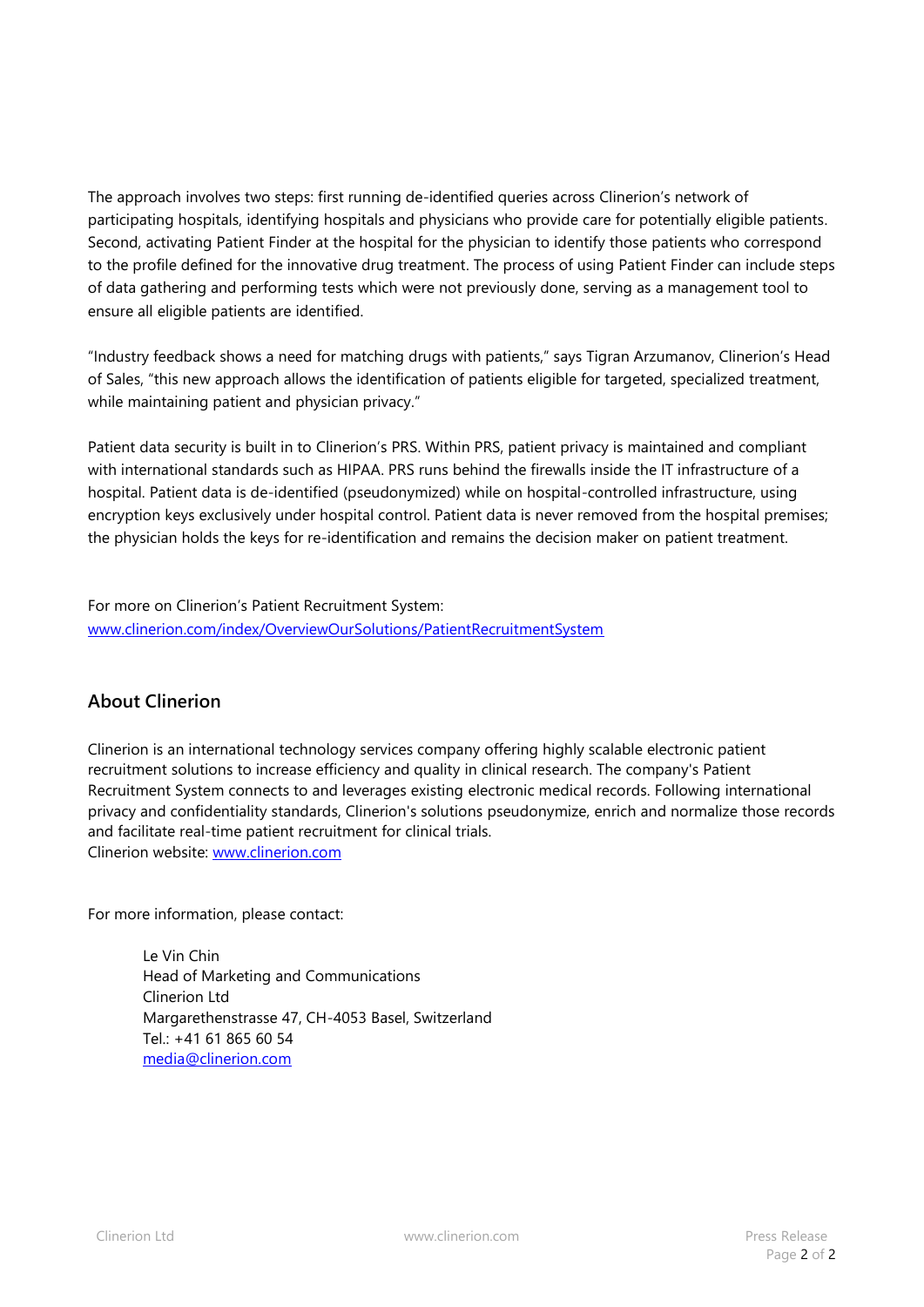The approach involves two steps: first running de-identified queries across Clinerion's network of participating hospitals, identifying hospitals and physicians who provide care for potentially eligible patients. Second, activating Patient Finder at the hospital for the physician to identify those patients who correspond to the profile defined for the innovative drug treatment. The process of using Patient Finder can include steps of data gathering and performing tests which were not previously done, serving as a management tool to ensure all eligible patients are identified.

"Industry feedback shows a need for matching drugs with patients," says Tigran Arzumanov, Clinerion's Head of Sales, "this new approach allows the identification of patients eligible for targeted, specialized treatment, while maintaining patient and physician privacy."

Patient data security is built in to Clinerion's PRS. Within PRS, patient privacy is maintained and compliant with international standards such as HIPAA. PRS runs behind the firewalls inside the IT infrastructure of a hospital. Patient data is de-identified (pseudonymized) while on hospital-controlled infrastructure, using encryption keys exclusively under hospital control. Patient data is never removed from the hospital premises; the physician holds the keys for re-identification and remains the decision maker on patient treatment.

For more on Clinerion's Patient Recruitment System:
[www.clinerion.com/index/OverviewOurSolutions/PatientRecruitmentSystem](www.clinerion.com/index/OverviewOurSolutions/PatientRecruitmentSystem)

## About Clinerion

Clinerion is an international technology services company offering highly scalable electronic patient recruitment solutions to increase efficiency and quality in clinical research. The company's Patient Recruitment System connects to and leverages existing electronic medical records. Following international privacy and confidentiality standards, Clinerion's solutions pseudonymize, enrich and normalize those records and facilitate real-time patient recruitment for clinical trials.
Clinerion website: [www.clinerion.com](www.clinerion.com)

For more information, please contact:

> Le Vin Chin
> Head of Marketing and Communications
> Clinerion Ltd
> Margarethenstrasse 47, CH-4053 Basel, Switzerland
> Tel.: +41 61 865 60 54
> [media@clinerion.com](mailto:media@clinerion.com)